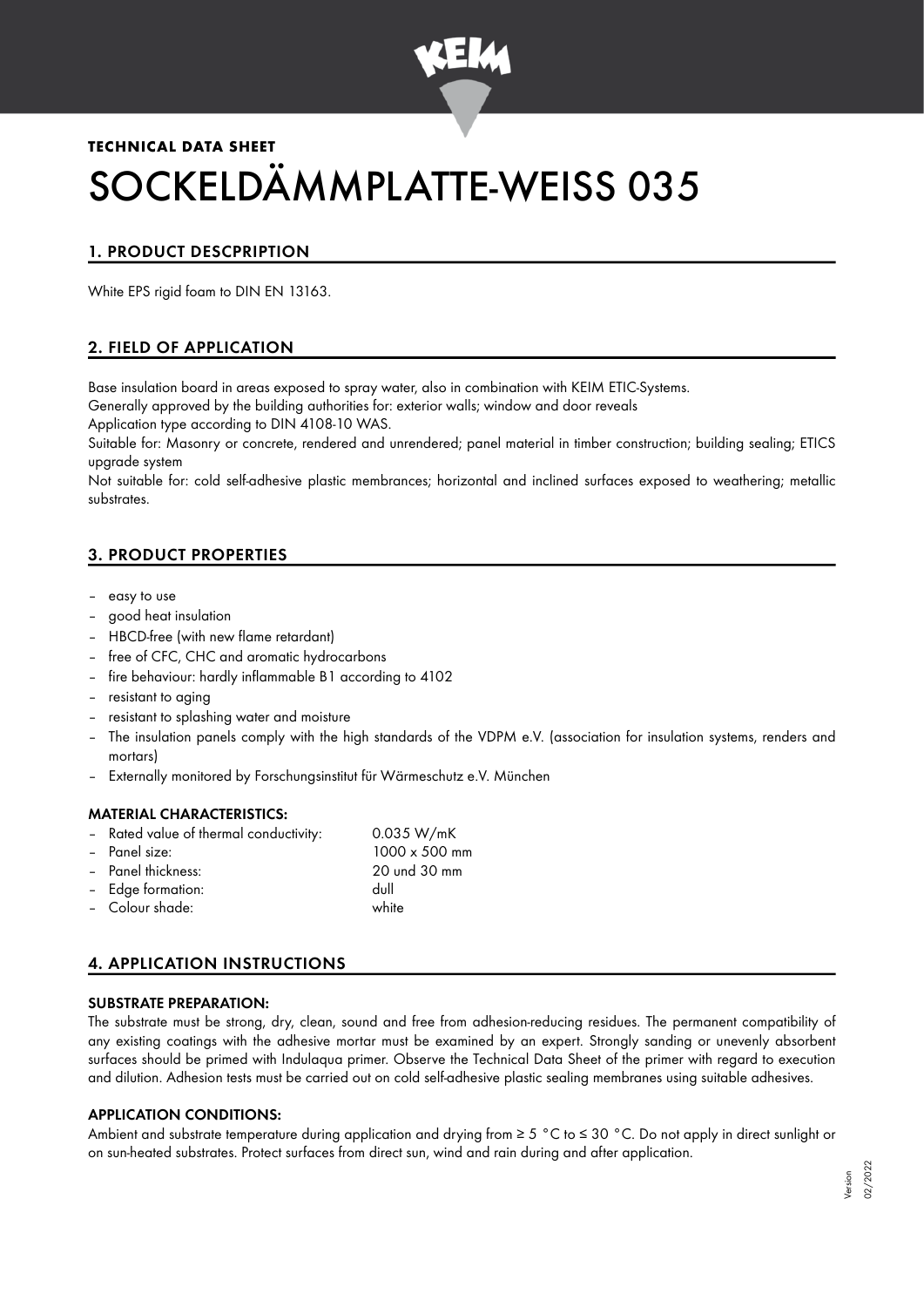**TECHNICAL DATA SHEET**

# SOCKELDÄMMPLATTE-WEISS 035

## 1. PRODUCT DESCPRIPTION

White EPS rigid foam to DIN EN 13163.

## 2. FIELD OF APPLICATION

Base insulation board in areas exposed to spray water, also in combination with KEIM ETIC-Systems.
Generally approved by the building authorities for: exterior walls; window and door reveals
Application type according to DIN 4108-10 WAS.
Suitable for: Masonry or concrete, rendered and unrendered; panel material in timber construction; building sealing; ETICS upgrade system
Not suitable for: cold self-adhesive plastic membrances; horizontal and inclined surfaces exposed to weathering; metallic substrates.

## 3. PRODUCT PROPERTIES

- easy to use
- good heat insulation
- HBCD-free (with new flame retardant)
- free of CFC, CHC and aromatic hydrocarbons
- fire behaviour: hardly inflammable B1 according to 4102
- resistant to aging
- resistant to splashing water and moisture
- The insulation panels comply with the high standards of the VDPM e.V. (association for insulation systems, renders and mortars)
- Externally monitored by Forschungsinstitut für Wärmeschutz e.V. München

### MATERIAL CHARACTERISTICS:

- Rated value of thermal conductivity: 0.035 W/mK
- Panel size: 1000 x 500 mm
- Panel thickness: 20 und 30 mm
- Edge formation: dull
- Colour shade: white

## 4. APPLICATION INSTRUCTIONS

### SUBSTRATE PREPARATION:

The substrate must be strong, dry, clean, sound and free from adhesion-reducing residues. The permanent compatibility of any existing coatings with the adhesive mortar must be examined by an expert. Strongly sanding or unevenly absorbent surfaces should be primed with Indulaqua primer. Observe the Technical Data Sheet of the primer with regard to execution and dilution. Adhesion tests must be carried out on cold self-adhesive plastic sealing membranes using suitable adhesives.

### APPLICATION CONDITIONS:

Ambient and substrate temperature during application and drying from ≥ 5 °C to ≤ 30 °C. Do not apply in direct sunlight or on sun-heated substrates. Protect surfaces from direct sun, wind and rain during and after application.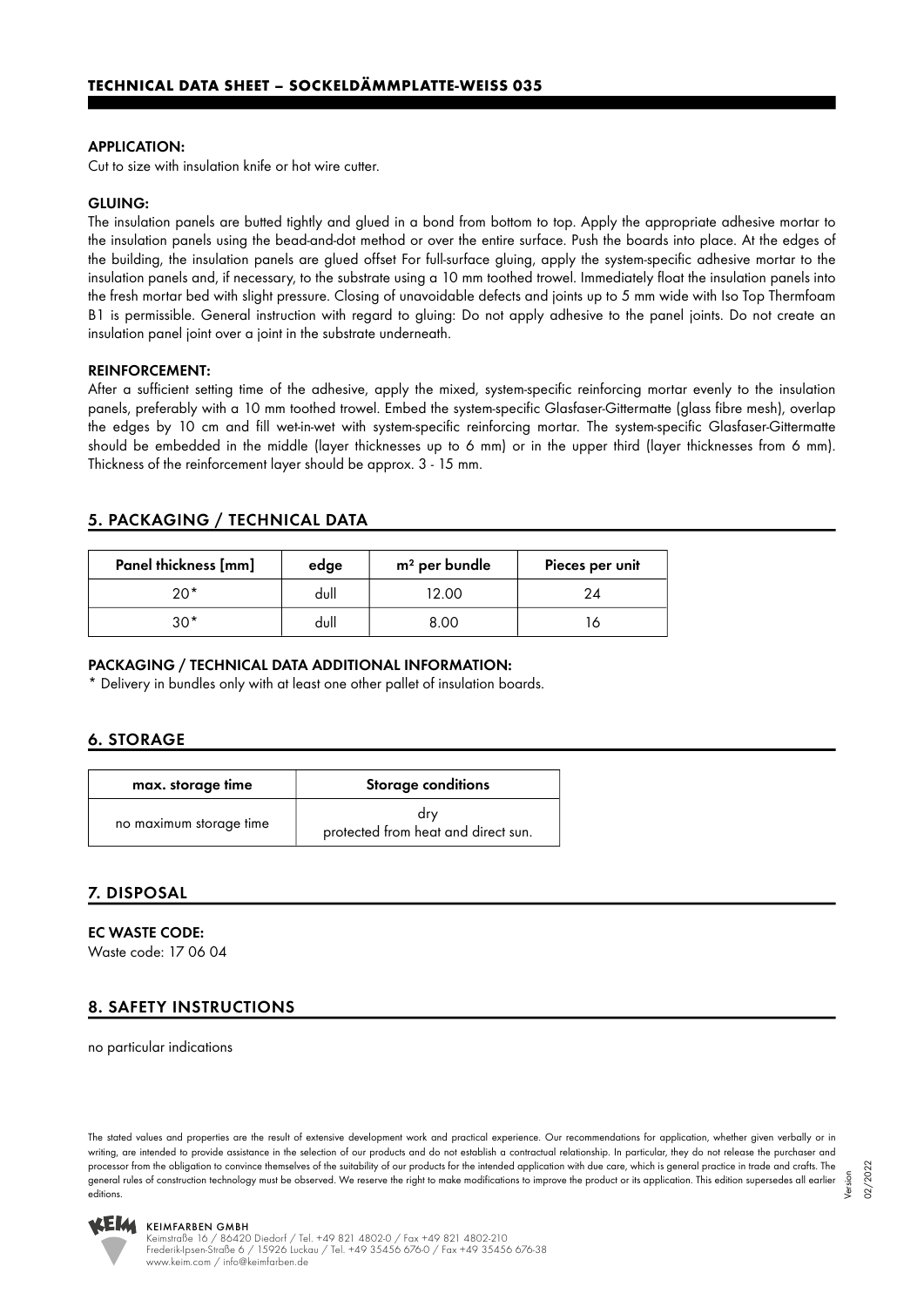# TECHNICAL DATA SHEET – SOCKELDÄMMPLATTE-WEISS 035

#### APPLICATION:

Cut to size with insulation knife or hot wire cutter.

#### GLUING:

The insulation panels are butted tightly and glued in a bond from bottom to top. Apply the appropriate adhesive mortar to the insulation panels using the bead-and-dot method or over the entire surface. Push the boards into place. At the edges of the building, the insulation panels are glued offset For full-surface gluing, apply the system-specific adhesive mortar to the insulation panels and, if necessary, to the substrate using a 10 mm toothed trowel. Immediately float the insulation panels into the fresh mortar bed with slight pressure. Closing of unavoidable defects and joints up to 5 mm wide with Iso Top Thermfoam B1 is permissible. General instruction with regard to gluing: Do not apply adhesive to the panel joints. Do not create an insulation panel joint over a joint in the substrate underneath.

#### REINFORCEMENT:

After a sufficient setting time of the adhesive, apply the mixed, system-specific reinforcing mortar evenly to the insulation panels, preferably with a 10 mm toothed trowel. Embed the system-specific Glasfaser-Gittermatte (glass fibre mesh), overlap the edges by 10 cm and fill wet-in-wet with system-specific reinforcing mortar. The system-specific Glasfaser-Gittermatte should be embedded in the middle (layer thicknesses up to 6 mm) or in the upper third (layer thicknesses from 6 mm). Thickness of the reinforcement layer should be approx. 3 - 15 mm.

## 5. PACKAGING / TECHNICAL DATA

| Panel thickness [mm] | edge | m² per bundle | Pieces per unit |
| --- | --- | --- | --- |
| 20* | dull | 12.00 | 24 |
| 30* | dull | 8.00 | 16 |

#### PACKAGING / TECHNICAL DATA ADDITIONAL INFORMATION:

* Delivery in bundles only with at least one other pallet of insulation boards.

## 6. STORAGE

| max. storage time | Storage conditions |
| --- | --- |
| no maximum storage time | dry<br>protected from heat and direct sun. |

## 7. DISPOSAL

#### EC WASTE CODE:

Waste code: 17 06 04

## 8. SAFETY INSTRUCTIONS

no particular indications

The stated values and properties are the result of extensive development work and practical experience. Our recommendations for application, whether given verbally or in writing, are intended to provide assistance in the selection of our products and do not establish a contractual relationship. In particular, they do not release the purchaser and processor from the obligation to convince themselves of the suitability of our products for the intended application with due care, which is general practice in trade and crafts. The general rules of construction technology must be observed. We reserve the right to make modifications to improve the product or its application. This edition supersedes all earlier editions.

Version 02/2022

KEIMFARBEN GMBH
Keimstraße 16 / 86420 Diedorf / Tel. +49 821 4802-0 / Fax +49 821 4802-210
Frederik-Ipsen-Straße 6 / 15926 Luckau / Tel. +49 35456 676-0 / Fax +49 35456 676-38
www.keim.com / info@keimfarben.de